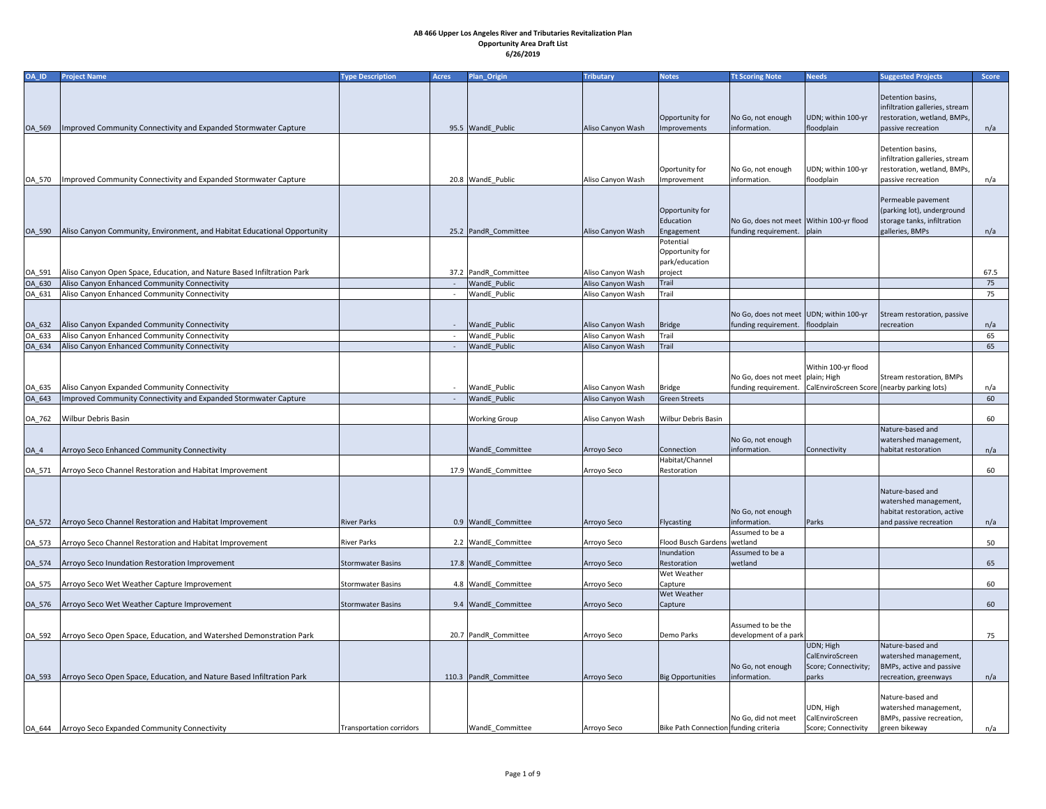**AB 466 Upper Los Angeles River and Tributaries Revitalization Plan**
**Opportunity Area Draft List**
**6/26/2019**

| OA_ID | Project Name | Type Description | Acres | Plan_Origin | Tributary | Notes | Tt Scoring Note | Needs | Suggested Projects | Score |
|---|---|---|---|---|---|---|---|---|---|---|
| OA_569 | Improved Community Connectivity and Expanded Stormwater Capture | | 95.5 | WandE_Public | Aliso Canyon Wash | Opportunity for Improvements | No Go, not enough information. | UDN; within 100-yr floodplain | Detention basins, infiltration galleries, stream restoration, wetland, BMPs, passive recreation | n/a |
| OA_570 | Improved Community Connectivity and Expanded Stormwater Capture | | 20.8 | WandE_Public | Aliso Canyon Wash | Oportunity for Improvement | No Go, not enough information. | UDN; within 100-yr floodplain | Detention basins, infiltration galleries, stream restoration, wetland, BMPs, passive recreation | n/a |
| OA_590 | Aliso Canyon Community, Environment, and Habitat Educational Opportunity | | 25.2 | PandR_Committee | Aliso Canyon Wash | Opportunity for Education Engagement | No Go, does not meet funding requirement. | Within 100-yr flood plain | Permeable pavement (parking lot), underground storage tanks, infiltration galleries, BMPs | n/a |
| OA_591 | Aliso Canyon Open Space, Education, and Nature Based Infiltration Park | | 37.2 | PandR_Committee | Aliso Canyon Wash | Potential Opportunity for park/education project | | | | 67.5 |
| OA_630 | Aliso Canyon Enhanced Community Connectivity | | - | WandE_Public | Aliso Canyon Wash | Trail | | | | 75 |
| OA_631 | Aliso Canyon Enhanced Community Connectivity | | - | WandE_Public | Aliso Canyon Wash | Trail | | | | 75 |
| OA_632 | Aliso Canyon Expanded Community Connectivity | | - | WandE_Public | Aliso Canyon Wash | Bridge | No Go, does not meet funding requirement. | UDN; within 100-yr floodplain | Stream restoration, passive recreation | n/a |
| OA_633 | Aliso Canyon Enhanced Community Connectivity | | - | WandE_Public | Aliso Canyon Wash | Trail | | | | 65 |
| OA_634 | Aliso Canyon Enhanced Community Connectivity | | - | WandE_Public | Aliso Canyon Wash | Trail | | | | 65 |
| OA_635 | Aliso Canyon Expanded Community Connectivity | | - | WandE_Public | Aliso Canyon Wash | Bridge | No Go, does not meet funding requirement. | Within 100-yr flood plain; High CalEnviroScreen Score | Stream restoration, BMPs (nearby parking lots) | n/a |
| OA_643 | Improved Community Connectivity and Expanded Stormwater Capture | | - | WandE_Public | Aliso Canyon Wash | Green Streets | | | | 60 |
| OA_762 | Wilbur Debris Basin | | | Working Group | Aliso Canyon Wash | Wilbur Debris Basin | | | | 60 |
| OA_4 | Arroyo Seco Enhanced Community Connectivity | | | WandE_Committee | Arroyo Seco | Connection | No Go, not enough information. | Connectivity | Nature-based and watershed management, habitat restoration | n/a |
| OA_571 | Arroyo Seco Channel Restoration and Habitat Improvement | | 17.9 | WandE_Committee | Arroyo Seco | Habitat/Channel Restoration | | | | 60 |
| OA_572 | Arroyo Seco Channel Restoration and Habitat Improvement | River Parks | 0.9 | WandE_Committee | Arroyo Seco | Flycasting | No Go, not enough information. | Parks | Nature-based and watershed management, habitat restoration, active and passive recreation | n/a |
| OA_573 | Arroyo Seco Channel Restoration and Habitat Improvement | River Parks | 2.2 | WandE_Committee | Arroyo Seco | Flood Busch Gardens | Assumed to be a wetland | | | 50 |
| OA_574 | Arroyo Seco Inundation Restoration Improvement | Stormwater Basins | 17.8 | WandE_Committee | Arroyo Seco | Inundation Restoration | Assumed to be a wetland | | | 65 |
| OA_575 | Arroyo Seco Wet Weather Capture Improvement | Stormwater Basins | 4.8 | WandE_Committee | Arroyo Seco | Wet Weather Capture | | | | 60 |
| OA_576 | Arroyo Seco Wet Weather Capture Improvement | Stormwater Basins | 9.4 | WandE_Committee | Arroyo Seco | Wet Weather Capture | | | | 60 |
| OA_592 | Arroyo Seco Open Space, Education, and Watershed Demonstration Park | | 20.7 | PandR_Committee | Arroyo Seco | Demo Parks | Assumed to be the development of a park | | | 75 |
| OA_593 | Arroyo Seco Open Space, Education, and Nature Based Infiltration Park | | 110.3 | PandR_Committee | Arroyo Seco | Big Opportunities | No Go, not enough information. | UDN; High CalEnviroScreen Score; Connectivity; parks | Nature-based and watershed management, BMPs, active and passive recreation, greenways | n/a |
| OA_644 | Arroyo Seco Expanded Community Connectivity | Transportation corridors | | WandE_Committee | Arroyo Seco | Bike Path Connection | No Go, did not meet funding criteria | UDN, High CalEnviroScreen Score; Connectivity | Nature-based and watershed management, BMPs, passive recreation, green bikeway | n/a |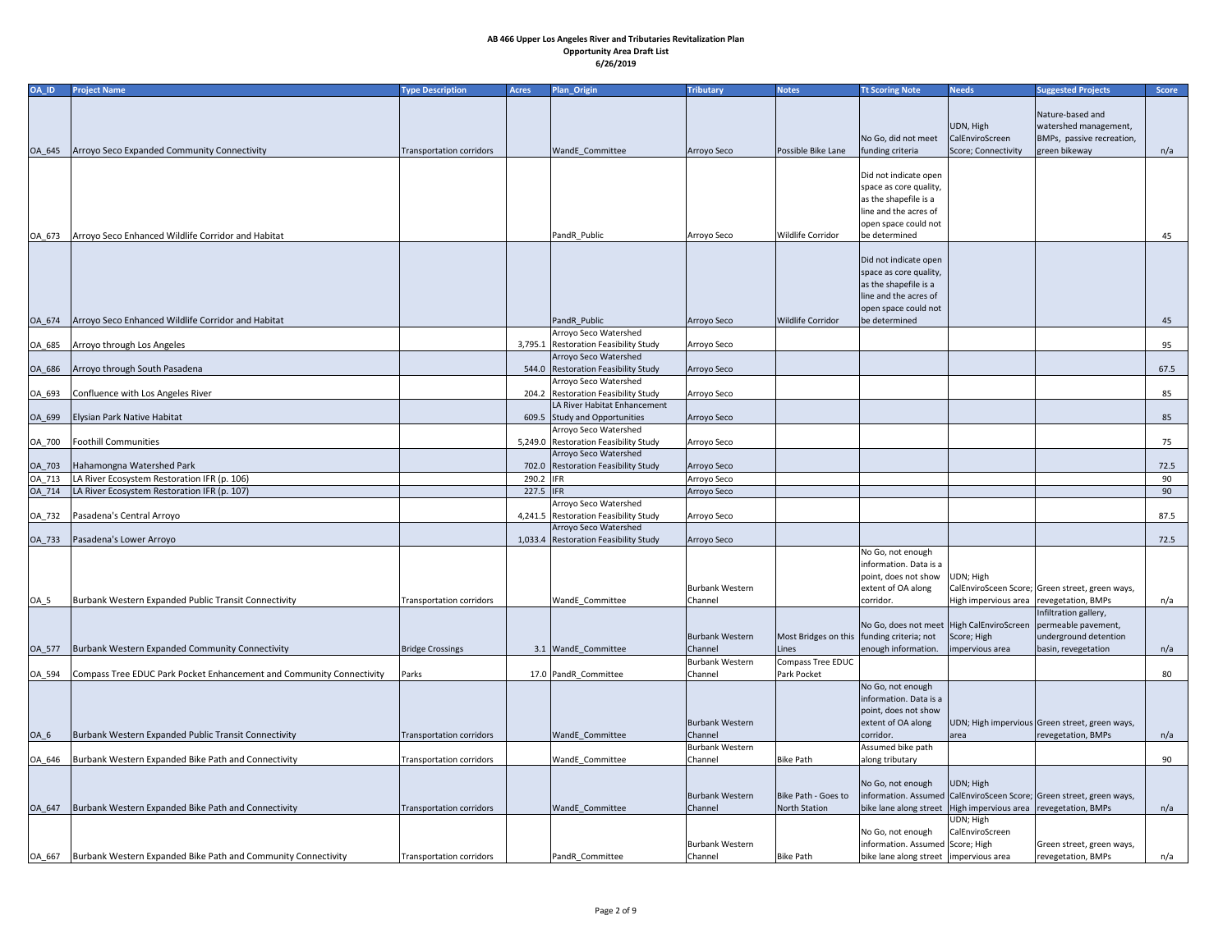**AB 466 Upper Los Angeles River and Tributaries Revitalization Plan**
**Opportunity Area Draft List**
**6/26/2019**

| OA_ID | Project Name | Type Description | Acres | Plan_Origin | Tributary | Notes | Tt Scoring Note | Needs | Suggested Projects | Score |
|---|---|---|---|---|---|---|---|---|---|---|
| OA_645 | Arroyo Seco Expanded Community Connectivity | Transportation corridors | | WandE_Committee | Arroyo Seco | Possible Bike Lane | No Go, did not meet funding criteria | UDN, High CalEnviroScreen Score; Connectivity | Nature-based and watershed management, BMPs, passive recreation, green bikeway | n/a |
| OA_673 | Arroyo Seco Enhanced Wildlife Corridor and Habitat | | | PandR_Public | Arroyo Seco | Wildlife Corridor | Did not indicate open space as core quality, as the shapefile is a line and the acres of open space could not be determined | | | 45 |
| OA_674 | Arroyo Seco Enhanced Wildlife Corridor and Habitat | | | PandR_Public | Arroyo Seco | Wildlife Corridor | Did not indicate open space as core quality, as the shapefile is a line and the acres of open space could not be determined | | | 45 |
| OA_685 | Arroyo through Los Angeles | | 3,795.1 | Arroyo Seco Watershed Restoration Feasibility Study | Arroyo Seco | | | | | 95 |
| OA_686 | Arroyo through South Pasadena | | 544.0 | Arroyo Seco Watershed Restoration Feasibility Study | Arroyo Seco | | | | | 67.5 |
| OA_693 | Confluence with Los Angeles River | | 204.2 | Arroyo Seco Watershed Restoration Feasibility Study | Arroyo Seco | | | | | 85 |
| OA_699 | Elysian Park Native Habitat | | 609.5 | LA River Habitat Enhancement Study and Opportunities | Arroyo Seco | | | | | 85 |
| OA_700 | Foothill Communities | | 5,249.0 | Arroyo Seco Watershed Restoration Feasibility Study | Arroyo Seco | | | | | 75 |
| OA_703 | Hahamongna Watershed Park | | 702.0 | Arroyo Seco Watershed Restoration Feasibility Study | Arroyo Seco | | | | | 72.5 |
| OA_713 | LA River Ecosystem Restoration IFR (p. 106) | | 290.2 | IFR | Arroyo Seco | | | | | 90 |
| OA_714 | LA River Ecosystem Restoration IFR (p. 107) | | 227.5 | IFR | Arroyo Seco | | | | | 90 |
| OA_732 | Pasadena's Central Arroyo | | 4,241.5 | Arroyo Seco Watershed Restoration Feasibility Study | Arroyo Seco | | | | | 87.5 |
| OA_733 | Pasadena's Lower Arroyo | | 1,033.4 | Arroyo Seco Watershed Restoration Feasibility Study | Arroyo Seco | | | | | 72.5 |
| OA_5 | Burbank Western Expanded Public Transit Connectivity | Transportation corridors | | WandE_Committee | Burbank Western Channel | | No Go, not enough information. Data is a point, does not show extent of OA along corridor. | UDN; High CalEnviroSceen Score; High impervious area | Green street, green ways, revegetation, BMPs | n/a |
| OA_577 | Burbank Western Expanded Community Connectivity | Bridge Crossings | 3.1 | WandE_Committee | Burbank Western Channel | Most Bridges on this Lines | No Go, does not meet funding criteria; not enough information. | High CalEnviroScreen Score; High impervious area | Infiltration gallery, permeable pavement, underground detention basin, revegetation | n/a |
| OA_594 | Compass Tree EDUC Park Pocket Enhancement and Community Connectivity | Parks | 17.0 | PandR_Committee | Burbank Western Channel | Compass Tree EDUC Park Pocket | | | | 80 |
| OA_6 | Burbank Western Expanded Public Transit Connectivity | Transportation corridors | | WandE_Committee | Burbank Western Channel | | No Go, not enough information. Data is a point, does not show extent of OA along corridor. | UDN; High impervious area | Green street, green ways, revegetation, BMPs | n/a |
| OA_646 | Burbank Western Expanded Bike Path and Connectivity | Transportation corridors | | WandE_Committee | Burbank Western Channel | Bike Path | Assumed bike path along tributary | | | 90 |
| OA_647 | Burbank Western Expanded Bike Path and Connectivity | Transportation corridors | | WandE_Committee | Burbank Western Channel | Bike Path - Goes to North Station | No Go, not enough information. Assumed bike lane along street | UDN; High CalEnviroSceen Score; High impervious area | Green street, green ways, revegetation, BMPs | n/a |
| OA_667 | Burbank Western Expanded Bike Path and Community Connectivity | Transportation corridors | | PandR_Committee | Burbank Western Channel | Bike Path | No Go, not enough information. Assumed bike lane along street | UDN; High CalEnviroScreen Score; High impervious area | Green street, green ways, revegetation, BMPs | n/a |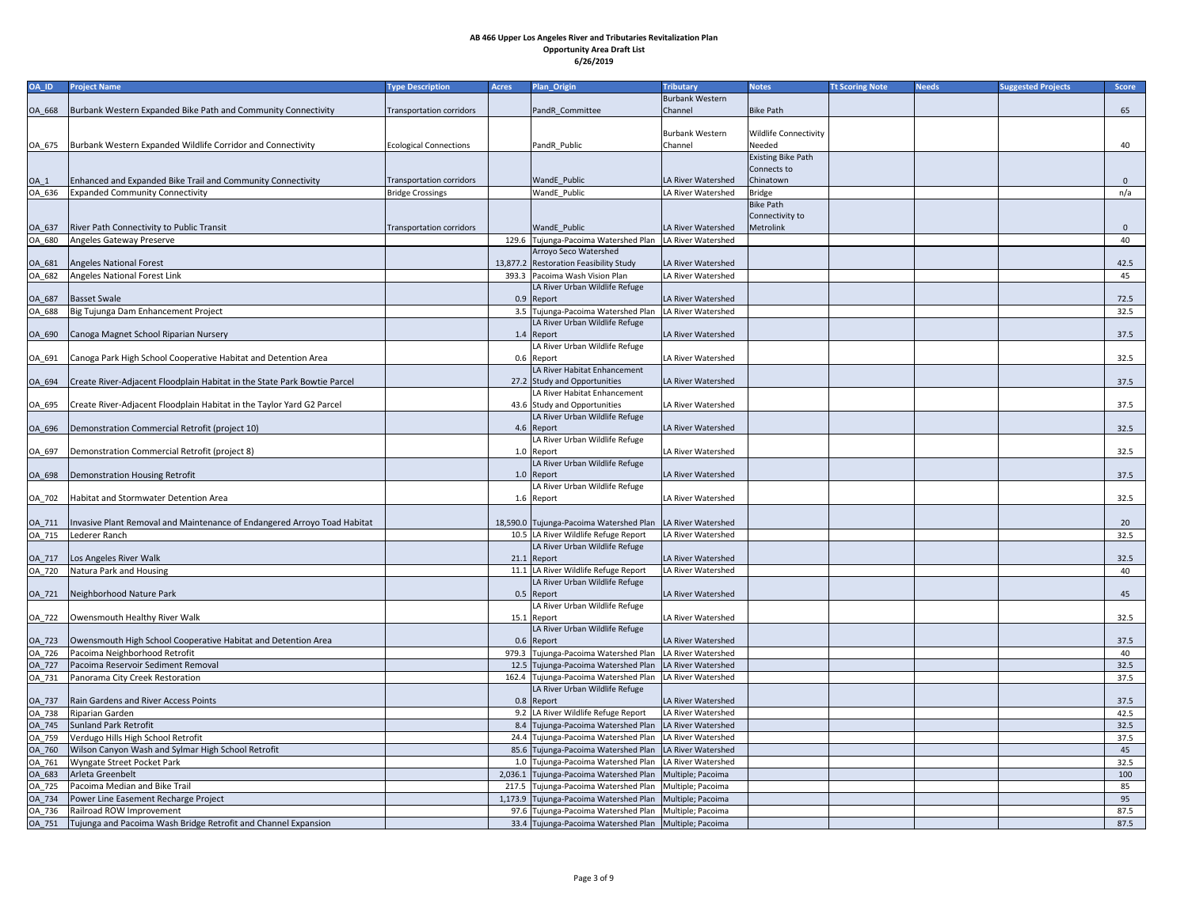**AB 466 Upper Los Angeles River and Tributaries Revitalization Plan**
**Opportunity Area Draft List**
**6/26/2019**

| OA_ID | Project Name | Type Description | Acres | Plan_Origin | Tributary | Notes | Tt Scoring Note | Needs | Suggested Projects | Score |
|---|---|---|---|---|---|---|---|---|---|---|
| OA_668 | Burbank Western Expanded Bike Path and Community Connectivity | Transportation corridors | | PandR_Committee | Burbank Western Channel | Bike Path | | | | 65 |
| OA_675 | Burbank Western Expanded Wildlife Corridor and Connectivity | Ecological Connections | | PandR_Public | Burbank Western Channel | Wildlife Connectivity Needed | | | | 40 |
| OA_1 | Enhanced and Expanded Bike Trail and Community Connectivity | Transportation corridors | | WandE_Public | LA River Watershed | Existing Bike Path Connects to Chinatown | | | | 0 |
| OA_636 | Expanded Community Connectivity | Bridge Crossings | | WandE_Public | LA River Watershed | Bridge | | | | n/a |
| OA_637 | River Path Connectivity to Public Transit | Transportation corridors | | WandE_Public | LA River Watershed | Bike Path Connectivity to Metrolink | | | | 0 |
| OA_680 | Angeles Gateway Preserve | | 129.6 | Tujunga-Pacoima Watershed Plan | LA River Watershed | | | | | 40 |
| OA_681 | Angeles National Forest | | 13,877.2 | Arroyo Seco Watershed Restoration Feasibility Study | LA River Watershed | | | | | 42.5 |
| OA_682 | Angeles National Forest Link | | 393.3 | Pacoima Wash Vision Plan | LA River Watershed | | | | | 45 |
| OA_687 | Basset Swale | | 0.9 | LA River Urban Wildlife Refuge Report | LA River Watershed | | | | | 72.5 |
| OA_688 | Big Tujunga Dam Enhancement Project | | 3.5 | Tujunga-Pacoima Watershed Plan | LA River Watershed | | | | | 32.5 |
| OA_690 | Canoga Magnet School Riparian Nursery | | 1.4 | LA River Urban Wildlife Refuge Report | LA River Watershed | | | | | 37.5 |
| OA_691 | Canoga Park High School Cooperative Habitat and Detention Area | | 0.6 | LA River Urban Wildlife Refuge Report | LA River Watershed | | | | | 32.5 |
| OA_694 | Create River-Adjacent Floodplain Habitat in the State Park Bowtie Parcel | | 27.2 | LA River Habitat Enhancement Study and Opportunities | LA River Watershed | | | | | 37.5 |
| OA_695 | Create River-Adjacent Floodplain Habitat in the Taylor Yard G2 Parcel | | 43.6 | LA River Habitat Enhancement Study and Opportunities | LA River Watershed | | | | | 37.5 |
| OA_696 | Demonstration Commercial Retrofit (project 10) | | 4.6 | LA River Urban Wildlife Refuge Report | LA River Watershed | | | | | 32.5 |
| OA_697 | Demonstration Commercial Retrofit (project 8) | | 1.0 | LA River Urban Wildlife Refuge Report | LA River Watershed | | | | | 32.5 |
| OA_698 | Demonstration Housing Retrofit | | 1.0 | LA River Urban Wildlife Refuge Report | LA River Watershed | | | | | 37.5 |
| OA_702 | Habitat and Stormwater Detention Area | | 1.6 | LA River Urban Wildlife Refuge Report | LA River Watershed | | | | | 32.5 |
| OA_711 | Invasive Plant Removal and Maintenance of Endangered Arroyo Toad Habitat | | 18,590.0 | Tujunga-Pacoima Watershed Plan | LA River Watershed | | | | | 20 |
| OA_715 | Lederer Ranch | | 10.5 | LA River Wildlife Refuge Report | LA River Watershed | | | | | 32.5 |
| OA_717 | Los Angeles River Walk | | 21.1 | LA River Urban Wildlife Refuge Report | LA River Watershed | | | | | 32.5 |
| OA_720 | Natura Park and Housing | | 11.1 | LA River Wildlife Refuge Report | LA River Watershed | | | | | 40 |
| OA_721 | Neighborhood Nature Park | | 0.5 | LA River Urban Wildlife Refuge Report | LA River Watershed | | | | | 45 |
| OA_722 | Owensmouth Healthy River Walk | | 15.1 | LA River Urban Wildlife Refuge Report | LA River Watershed | | | | | 32.5 |
| OA_723 | Owensmouth High School Cooperative Habitat and Detention Area | | 0.6 | LA River Urban Wildlife Refuge Report | LA River Watershed | | | | | 37.5 |
| OA_726 | Pacoima Neighborhood Retrofit | | 979.3 | Tujunga-Pacoima Watershed Plan | LA River Watershed | | | | | 40 |
| OA_727 | Pacoima Reservoir Sediment Removal | | 12.5 | Tujunga-Pacoima Watershed Plan | LA River Watershed | | | | | 32.5 |
| OA_731 | Panorama City Creek Restoration | | 162.4 | Tujunga-Pacoima Watershed Plan | LA River Watershed | | | | | 37.5 |
| OA_737 | Rain Gardens and River Access Points | | 0.8 | LA River Urban Wildlife Refuge Report | LA River Watershed | | | | | 37.5 |
| OA_738 | Riparian Garden | | 9.2 | LA River Wildlife Refuge Report | LA River Watershed | | | | | 42.5 |
| OA_745 | Sunland Park Retrofit | | 8.4 | Tujunga-Pacoima Watershed Plan | LA River Watershed | | | | | 32.5 |
| OA_759 | Verdugo Hills High School Retrofit | | 24.4 | Tujunga-Pacoima Watershed Plan | LA River Watershed | | | | | 37.5 |
| OA_760 | Wilson Canyon Wash and Sylmar High School Retrofit | | 85.6 | Tujunga-Pacoima Watershed Plan | LA River Watershed | | | | | 45 |
| OA_761 | Wyngate Street Pocket Park | | 1.0 | Tujunga-Pacoima Watershed Plan | LA River Watershed | | | | | 32.5 |
| OA_683 | Arleta Greenbelt | | 2,036.1 | Tujunga-Pacoima Watershed Plan | Multiple; Pacoima | | | | | 100 |
| OA_725 | Pacoima Median and Bike Trail | | 217.5 | Tujunga-Pacoima Watershed Plan | Multiple; Pacoima | | | | | 85 |
| OA_734 | Power Line Easement Recharge Project | | 1,173.9 | Tujunga-Pacoima Watershed Plan | Multiple; Pacoima | | | | | 95 |
| OA_736 | Railroad ROW Improvement | | 97.6 | Tujunga-Pacoima Watershed Plan | Multiple; Pacoima | | | | | 87.5 |
| OA_751 | Tujunga and Pacoima Wash Bridge Retrofit and Channel Expansion | | 33.4 | Tujunga-Pacoima Watershed Plan | Multiple; Pacoima | | | | | 87.5 |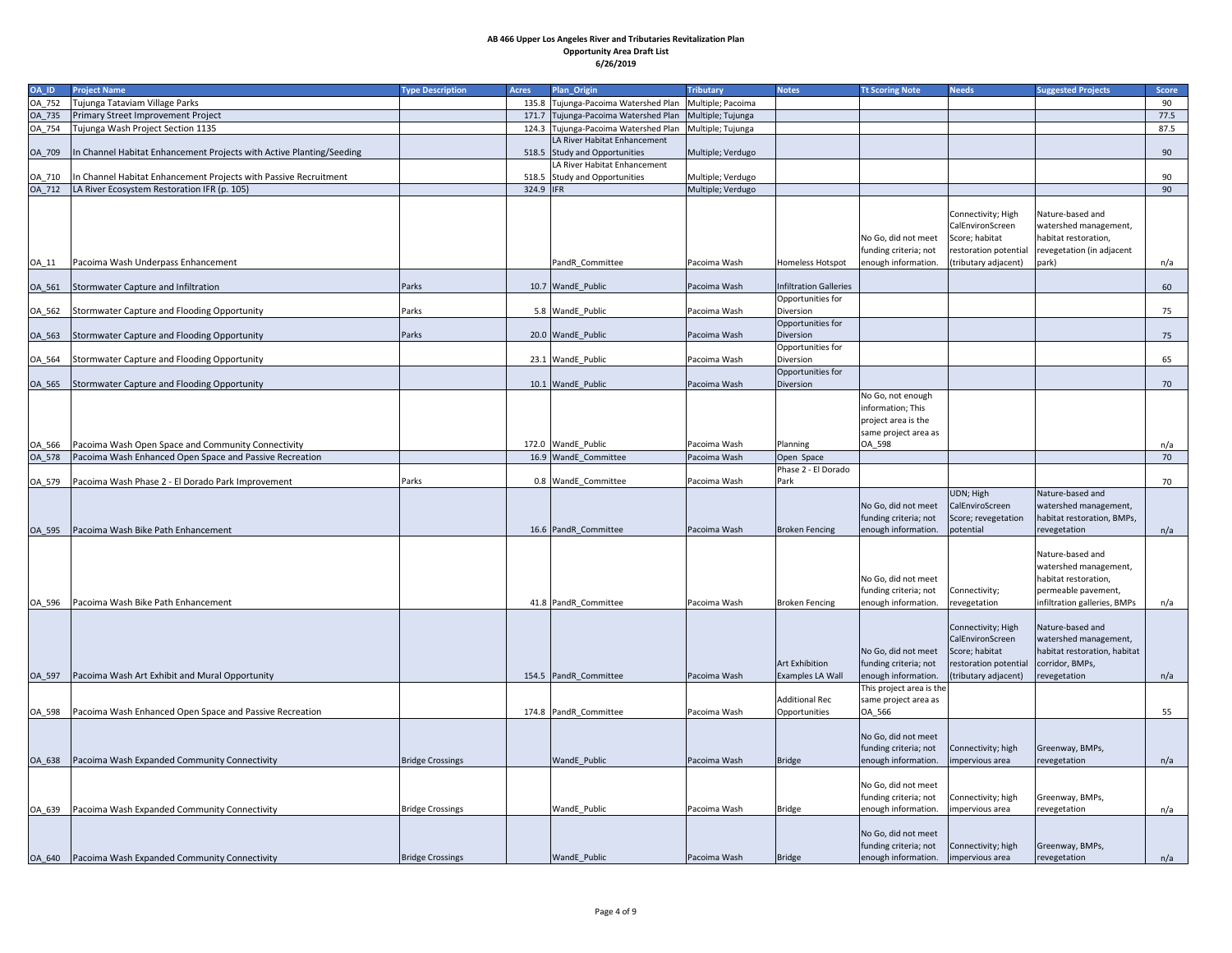# AB 466 Upper Los Angeles River and Tributaries Revitalization Plan
## Opportunity Area Draft List
### 6/26/2019

| OA_ID | Project Name | Type Description | Acres | Plan_Origin | Tributary | Notes | Tt Scoring Note | Needs | Suggested Projects | Score |
|---|---|---|---|---|---|---|---|---|---|---|
| OA_752 | Tujunga Tataviam Village Parks | | 135.8 | Tujunga-Pacoima Watershed Plan | Multiple; Pacoima | | | | | 90 |
| OA_735 | Primary Street Improvement Project | | 171.7 | Tujunga-Pacoima Watershed Plan | Multiple; Tujunga | | | | | 77.5 |
| OA_754 | Tujunga Wash Project Section 1135 | | 124.3 | Tujunga-Pacoima Watershed Plan | Multiple; Tujunga | | | | | 87.5 |
| OA_709 | In Channel Habitat Enhancement Projects with Active Planting/Seeding | | 518.5 | LA River Habitat Enhancement Study and Opportunities | Multiple; Verdugo | | | | | 90 |
| OA_710 | In Channel Habitat Enhancement Projects with Passive Recruitment | | 518.5 | LA River Habitat Enhancement Study and Opportunities | Multiple; Verdugo | | | | | 90 |
| OA_712 | LA River Ecosystem Restoration IFR (p. 105) | | 324.9 | IFR | Multiple; Verdugo | | | | | 90 |
| OA_11 | Pacoima Wash Underpass Enhancement | | | PandR_Committee | Pacoima Wash | Homeless Hotspot | No Go, did not meet funding criteria; not enough information. | Connectivity; High CalEnviroScreen Score; habitat restoration potential (tributary adjacent) | Nature-based and watershed management, habitat restoration, revegetation (in adjacent park) | n/a |
| OA_561 | Stormwater Capture and Infiltration | Parks | 10.7 | WandE_Public | Pacoima Wash | Infiltration Galleries | | | | 60 |
| OA_562 | Stormwater Capture and Flooding Opportunity | Parks | 5.8 | WandE_Public | Pacoima Wash | Opportunities for Diversion | | | | 75 |
| OA_563 | Stormwater Capture and Flooding Opportunity | Parks | 20.0 | WandE_Public | Pacoima Wash | Opportunities for Diversion | | | | 75 |
| OA_564 | Stormwater Capture and Flooding Opportunity | | 23.1 | WandE_Public | Pacoima Wash | Opportunities for Diversion | | | | 65 |
| OA_565 | Stormwater Capture and Flooding Opportunity | | 10.1 | WandE_Public | Pacoima Wash | Opportunities for Diversion | | | | 70 |
| OA_566 | Pacoima Wash Open Space and Community Connectivity | | 172.0 | WandE_Public | Pacoima Wash | Planning | No Go, not enough information; This project area is the same project area as OA_598 | | | n/a |
| OA_578 | Pacoima Wash Enhanced Open Space and Passive Recreation | | 16.9 | WandE_Committee | Pacoima Wash | Open Space | | | | 70 |
| OA_579 | Pacoima Wash Phase 2 - El Dorado Park Improvement | Parks | 0.8 | WandE_Committee | Pacoima Wash | Phase 2 - El Dorado Park | | | | 70 |
| OA_595 | Pacoima Wash Bike Path Enhancement | | 16.6 | PandR_Committee | Pacoima Wash | Broken Fencing | No Go, did not meet funding criteria; not enough information. | UDN; High CalEnviroScreen Score; revegetation potential | Nature-based and watershed management, habitat restoration, BMPs, revegetation | n/a |
| OA_596 | Pacoima Wash Bike Path Enhancement | | 41.8 | PandR_Committee | Pacoima Wash | Broken Fencing | No Go, did not meet funding criteria; not enough information. | Connectivity; revegetation | Nature-based and watershed management, habitat restoration, permeable pavement, infiltration galleries, BMPs | n/a |
| OA_597 | Pacoima Wash Art Exhibit and Mural Opportunity | | 154.5 | PandR_Committee | Pacoima Wash | Art Exhibition Examples LA Wall | No Go, did not meet funding criteria; not enough information. | Connectivity; High CalEnviroScreen Score; habitat restoration potential (tributary adjacent) | Nature-based and watershed management, habitat restoration, habitat corridor, BMPs, revegetation | n/a |
| OA_598 | Pacoima Wash Enhanced Open Space and Passive Recreation | | 174.8 | PandR_Committee | Pacoima Wash | Additional Rec Opportunities | This project area is the same project area as OA_566 | | | 55 |
| OA_638 | Pacoima Wash Expanded Community Connectivity | Bridge Crossings | | WandE_Public | Pacoima Wash | Bridge | No Go, did not meet funding criteria; not enough information. | Connectivity; high impervious area | Greenway, BMPs, revegetation | n/a |
| OA_639 | Pacoima Wash Expanded Community Connectivity | Bridge Crossings | | WandE_Public | Pacoima Wash | Bridge | No Go, did not meet funding criteria; not enough information. | Connectivity; high impervious area | Greenway, BMPs, revegetation | n/a |
| OA_640 | Pacoima Wash Expanded Community Connectivity | Bridge Crossings | | WandE_Public | Pacoima Wash | Bridge | No Go, did not meet funding criteria; not enough information. | Connectivity; high impervious area | Greenway, BMPs, revegetation | n/a |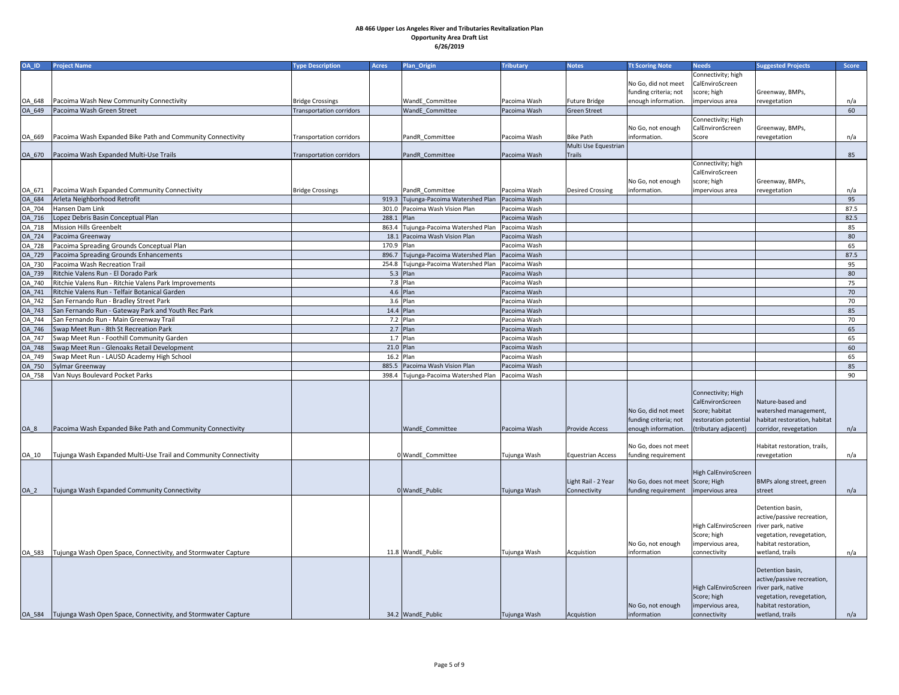# AB 466 Upper Los Angeles River and Tributaries Revitalization Plan

## Opportunity Area Draft List

### 6/26/2019

| OA_ID | Project Name | Type Description | Acres | Plan_Origin | Tributary | Notes | Tt Scoring Note | Needs | Suggested Projects | Score |
|---|---|---|---|---|---|---|---|---|---|---|
| OA_648 | Pacoima Wash New Community Connectivity | Bridge Crossings | | WandE_Committee | Pacoima Wash | Future Bridge | No Go, did not meet funding criteria; not enough information. | Connectivity; high CalEnviroScreen score; high impervious area | Greenway, BMPs, revegetation | n/a |
| OA_649 | Pacoima Wash Green Street | Transportation corridors | | WandE_Committee | Pacoima Wash | Green Street | | | | 60 |
| OA_669 | Pacoima Wash Expanded Bike Path and Community Connectivity | Transportation corridors | | PandR_Committee | Pacoima Wash | Bike Path | No Go, not enough information. | Connectivity; High CalEnvironScreen Score | Greenway, BMPs, revegetation | n/a |
| OA_670 | Pacoima Wash Expanded Multi-Use Trails | Transportation corridors | | PandR_Committee | Pacoima Wash | Multi Use Equestrian Trails | | | | 85 |
| OA_671 | Pacoima Wash Expanded Community Connectivity | Bridge Crossings | | PandR_Committee | Pacoima Wash | Desired Crossing | No Go, not enough information. | Connectivity; high CalEnviroScreen score; high impervious area | Greenway, BMPs, revegetation | n/a |
| OA_684 | Arleta Neighborhood Retrofit | | 919.3 | Tujunga-Pacoima Watershed Plan | Pacoima Wash | | | | | 95 |
| OA_704 | Hansen Dam Link | | 301.0 | Pacoima Wash Vision Plan | Pacoima Wash | | | | | 87.5 |
| OA_716 | Lopez Debris Basin Conceptual Plan | | 288.1 | Plan | Pacoima Wash | | | | | 82.5 |
| OA_718 | Mission Hills Greenbelt | | 863.4 | Tujunga-Pacoima Watershed Plan | Pacoima Wash | | | | | 85 |
| OA_724 | Pacoima Greenway | | 18.1 | Pacoima Wash Vision Plan | Pacoima Wash | | | | | 80 |
| OA_728 | Pacoima Spreading Grounds Conceptual Plan | | 170.9 | Plan | Pacoima Wash | | | | | 65 |
| OA_729 | Pacoima Spreading Grounds Enhancements | | 896.7 | Tujunga-Pacoima Watershed Plan | Pacoima Wash | | | | | 87.5 |
| OA_730 | Pacoima Wash Recreation Trail | | 254.8 | Tujunga-Pacoima Watershed Plan | Pacoima Wash | | | | | 95 |
| OA_739 | Ritchie Valens Run - El Dorado Park | | 5.3 | Plan | Pacoima Wash | | | | | 80 |
| OA_740 | Ritchie Valens Run - Ritchie Valens Park Improvements | | 7.8 | Plan | Pacoima Wash | | | | | 75 |
| OA_741 | Ritchie Valens Run - Telfair Botanical Garden | | 4.6 | Plan | Pacoima Wash | | | | | 70 |
| OA_742 | San Fernando Run - Bradley Street Park | | 3.6 | Plan | Pacoima Wash | | | | | 70 |
| OA_743 | San Fernando Run - Gateway Park and Youth Rec Park | | 14.4 | Plan | Pacoima Wash | | | | | 85 |
| OA_744 | San Fernando Run - Main Greenway Trail | | 7.2 | Plan | Pacoima Wash | | | | | 70 |
| OA_746 | Swap Meet Run - 8th St Recreation Park | | 2.7 | Plan | Pacoima Wash | | | | | 65 |
| OA_747 | Swap Meet Run - Foothill Community Garden | | 1.7 | Plan | Pacoima Wash | | | | | 65 |
| OA_748 | Swap Meet Run - Glenoaks Retail Development | | 21.0 | Plan | Pacoima Wash | | | | | 60 |
| OA_749 | Swap Meet Run - LAUSD Academy High School | | 16.2 | Plan | Pacoima Wash | | | | | 65 |
| OA_750 | Sylmar Greenway | | 885.5 | Pacoima Wash Vision Plan | Pacoima Wash | | | | | 85 |
| OA_758 | Van Nuys Boulevard Pocket Parks | | 398.4 | Tujunga-Pacoima Watershed Plan | Pacoima Wash | | | | | 90 |
| OA_8 | Pacoima Wash Expanded Bike Path and Community Connectivity | | | WandE_Committee | Pacoima Wash | Provide Access | No Go, did not meet funding criteria; not enough information. | Connectivity; High CalEnviroScreen Score; habitat restoration potential (tributary adjacent) | Nature-based and watershed management, habitat restoration, habitat corridor, revegetation | n/a |
| OA_10 | Tujunga Wash Expanded Multi-Use Trail and Community Connectivity | | 0 | WandE_Committee | Tujunga Wash | Equestrian Access | No Go, does not meet funding requirement | | Habitat restoration, trails, revegetation | n/a |
| OA_2 | Tujunga Wash Expanded Community Connectivity | | 0 | WandE_Public | Tujunga Wash | Light Rail - 2 Year Connectivity | No Go, does not meet funding requirement | High CalEnviroScreen Score; High impervious area | BMPs along street, green street | n/a |
| OA_583 | Tujunga Wash Open Space, Connectivity, and Stormwater Capture | | 11.8 | WandE_Public | Tujunga Wash | Acquistion | No Go, not enough information | High CalEnviroScreen Score; high impervious area, connectivity | Detention basin, active/passive recreation, river park, native vegetation, revegetation, habitat restoration, wetland, trails | n/a |
| OA_584 | Tujunga Wash Open Space, Connectivity, and Stormwater Capture | | 34.2 | WandE_Public | Tujunga Wash | Acquistion | No Go, not enough information | High CalEnviroScreen Score; high impervious area, connectivity | Detention basin, active/passive recreation, river park, native vegetation, revegetation, habitat restoration, wetland, trails | n/a |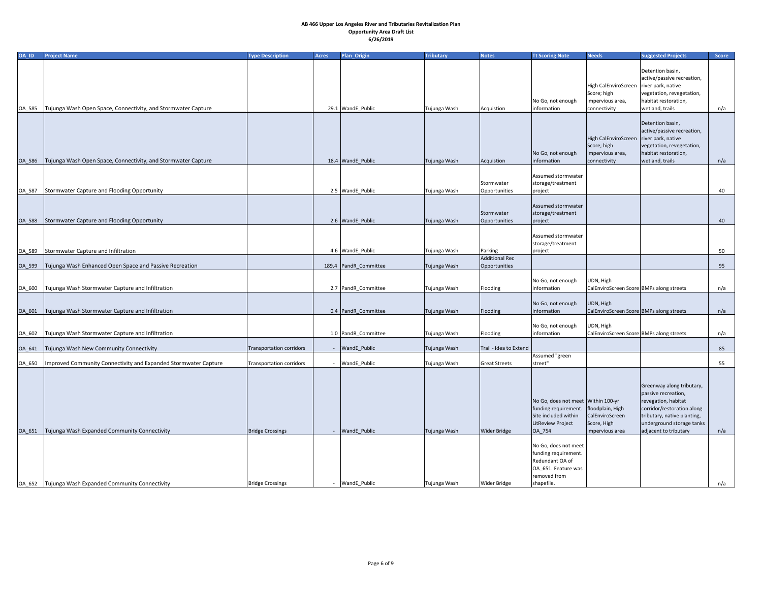**AB 466 Upper Los Angeles River and Tributaries Revitalization Plan**
**Opportunity Area Draft List**
**6/26/2019**

| OA_ID | Project Name | Type Description | Acres | Plan_Origin | Tributary | Notes | Tt Scoring Note | Needs | Suggested Projects | Score |
|---|---|---|---|---|---|---|---|---|---|---|
| OA_585 | Tujunga Wash Open Space, Connectivity, and Stormwater Capture | | 29.1 | WandE_Public | Tujunga Wash | Acquistion | No Go, not enough information | High CalEnviroScreen Score; high impervious area, connectivity | Detention basin, active/passive recreation, river park, native vegetation, revegetation, habitat restoration, wetland, trails | n/a |
| OA_586 | Tujunga Wash Open Space, Connectivity, and Stormwater Capture | | 18.4 | WandE_Public | Tujunga Wash | Acquistion | No Go, not enough information | High CalEnviroScreen Score; high impervious area, connectivity | Detention basin, active/passive recreation, river park, native vegetation, revegetation, habitat restoration, wetland, trails | n/a |
| OA_587 | Stormwater Capture and Flooding Opportunity | | 2.5 | WandE_Public | Tujunga Wash | Stormwater Opportunities | Assumed stormwater storage/treatment project | | | 40 |
| OA_588 | Stormwater Capture and Flooding Opportunity | | 2.6 | WandE_Public | Tujunga Wash | Stormwater Opportunities | Assumed stormwater storage/treatment project | | | 40 |
| OA_589 | Stormwater Capture and Infiltration | | 4.6 | WandE_Public | Tujunga Wash | Parking | Assumed stormwater storage/treatment project | | | 50 |
| OA_599 | Tujunga Wash Enhanced Open Space and Passive Recreation | | 189.4 | PandR_Committee | Tujunga Wash | Additional Rec Opportunities | | | | 95 |
| OA_600 | Tujunga Wash Stormwater Capture and Infiltration | | 2.7 | PandR_Committee | Tujunga Wash | Flooding | No Go, not enough information | UDN, High CalEnviroScreen Score | BMPs along streets | n/a |
| OA_601 | Tujunga Wash Stormwater Capture and Infiltration | | 0.4 | PandR_Committee | Tujunga Wash | Flooding | No Go, not enough information | UDN, High CalEnviroScreen Score | BMPs along streets | n/a |
| OA_602 | Tujunga Wash Stormwater Capture and Infiltration | | 1.0 | PandR_Committee | Tujunga Wash | Flooding | No Go, not enough information | UDN, High CalEnviroScreen Score | BMPs along streets | n/a |
| OA_641 | Tujunga Wash New Community Connectivity | Transportation corridors | - | WandE_Public | Tujunga Wash | Trail - Idea to Extend | | | | 85 |
| OA_650 | Improved Community Connectivity and Expanded Stormwater Capture | Transportation corridors | - | WandE_Public | Tujunga Wash | Great Streets | Assumed "green street" | | | 55 |
| OA_651 | Tujunga Wash Expanded Community Connectivity | Bridge Crossings | - | WandE_Public | Tujunga Wash | Wider Bridge | No Go, does not meet funding requirement. Site included within LitReview Project OA_754 | Within 100-yr floodplain, High CalEnviroScreen Score, High impervious area | Greenway along tributary, passive recreation, revegation, habitat corridor/restoration along tributary, native planting, underground storage tanks adjacent to tributary | n/a |
| OA_652 | Tujunga Wash Expanded Community Connectivity | Bridge Crossings | - | WandE_Public | Tujunga Wash | Wider Bridge | No Go, does not meet funding requirement. Redundant OA of OA_651. Feature was removed from shapefile. | | | n/a |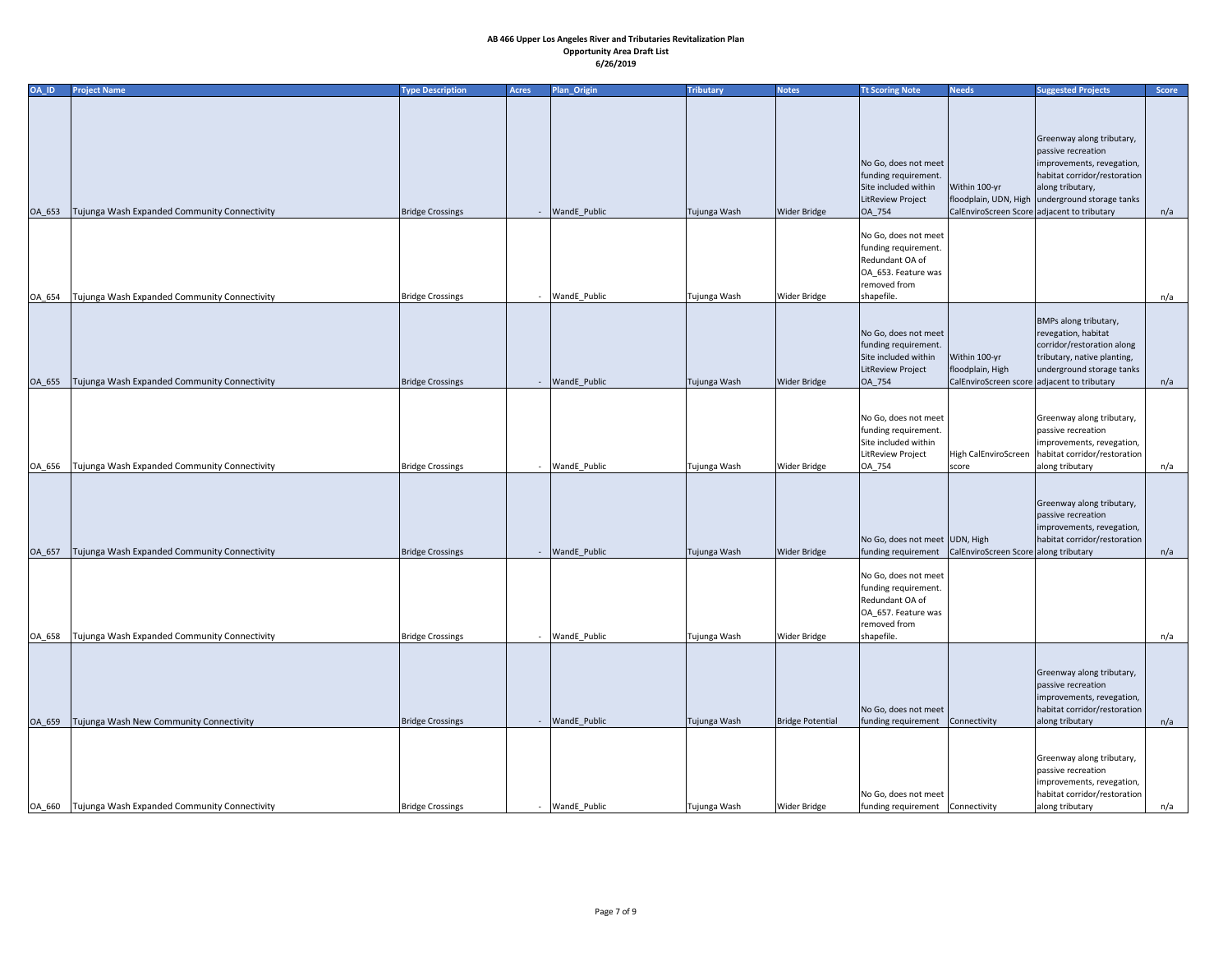**AB 466 Upper Los Angeles River and Tributaries Revitalization Plan**
**Opportunity Area Draft List**
**6/26/2019**

| OA_ID | Project Name | Type Description | Acres | Plan_Origin | Tributary | Notes | Tt Scoring Note | Needs | Suggested Projects | Score |
|---|---|---|---|---|---|---|---|---|---|---|
| OA_653 | Tujunga Wash Expanded Community Connectivity | Bridge Crossings | - | WandE_Public | Tujunga Wash | Wider Bridge | No Go, does not meet funding requirement. Site included within LitReview Project OA_754 | Within 100-yr floodplain, UDN, High CalEnviroScreen Score | Greenway along tributary, passive recreation improvements, revegation, habitat corridor/restoration along tributary, underground storage tanks adjacent to tributary | n/a |
| OA_654 | Tujunga Wash Expanded Community Connectivity | Bridge Crossings | - | WandE_Public | Tujunga Wash | Wider Bridge | No Go, does not meet funding requirement. Redundant OA of OA_653. Feature was removed from shapefile. | | | n/a |
| OA_655 | Tujunga Wash Expanded Community Connectivity | Bridge Crossings | - | WandE_Public | Tujunga Wash | Wider Bridge | No Go, does not meet funding requirement. Site included within LitReview Project OA_754 | Within 100-yr floodplain, High CalEnviroScreen score | BMPs along tributary, revegation, habitat corridor/restoration along tributary, native planting, underground storage tanks adjacent to tributary | n/a |
| OA_656 | Tujunga Wash Expanded Community Connectivity | Bridge Crossings | - | WandE_Public | Tujunga Wash | Wider Bridge | No Go, does not meet funding requirement. Site included within LitReview Project OA_754 | High CalEnviroScreen score | Greenway along tributary, passive recreation improvements, revegation, habitat corridor/restoration along tributary | n/a |
| OA_657 | Tujunga Wash Expanded Community Connectivity | Bridge Crossings | - | WandE_Public | Tujunga Wash | Wider Bridge | No Go, does not meet funding requirement | UDN, High CalEnviroScreen Score | Greenway along tributary, passive recreation improvements, revegation, habitat corridor/restoration along tributary | n/a |
| OA_658 | Tujunga Wash Expanded Community Connectivity | Bridge Crossings | - | WandE_Public | Tujunga Wash | Wider Bridge | No Go, does not meet funding requirement. Redundant OA of OA_657. Feature was removed from shapefile. | | | n/a |
| OA_659 | Tujunga Wash New Community Connectivity | Bridge Crossings | - | WandE_Public | Tujunga Wash | Bridge Potential | No Go, does not meet funding requirement | Connectivity | Greenway along tributary, passive recreation improvements, revegation, habitat corridor/restoration along tributary | n/a |
| OA_660 | Tujunga Wash Expanded Community Connectivity | Bridge Crossings | - | WandE_Public | Tujunga Wash | Wider Bridge | No Go, does not meet funding requirement | Connectivity | Greenway along tributary, passive recreation improvements, revegation, habitat corridor/restoration along tributary | n/a |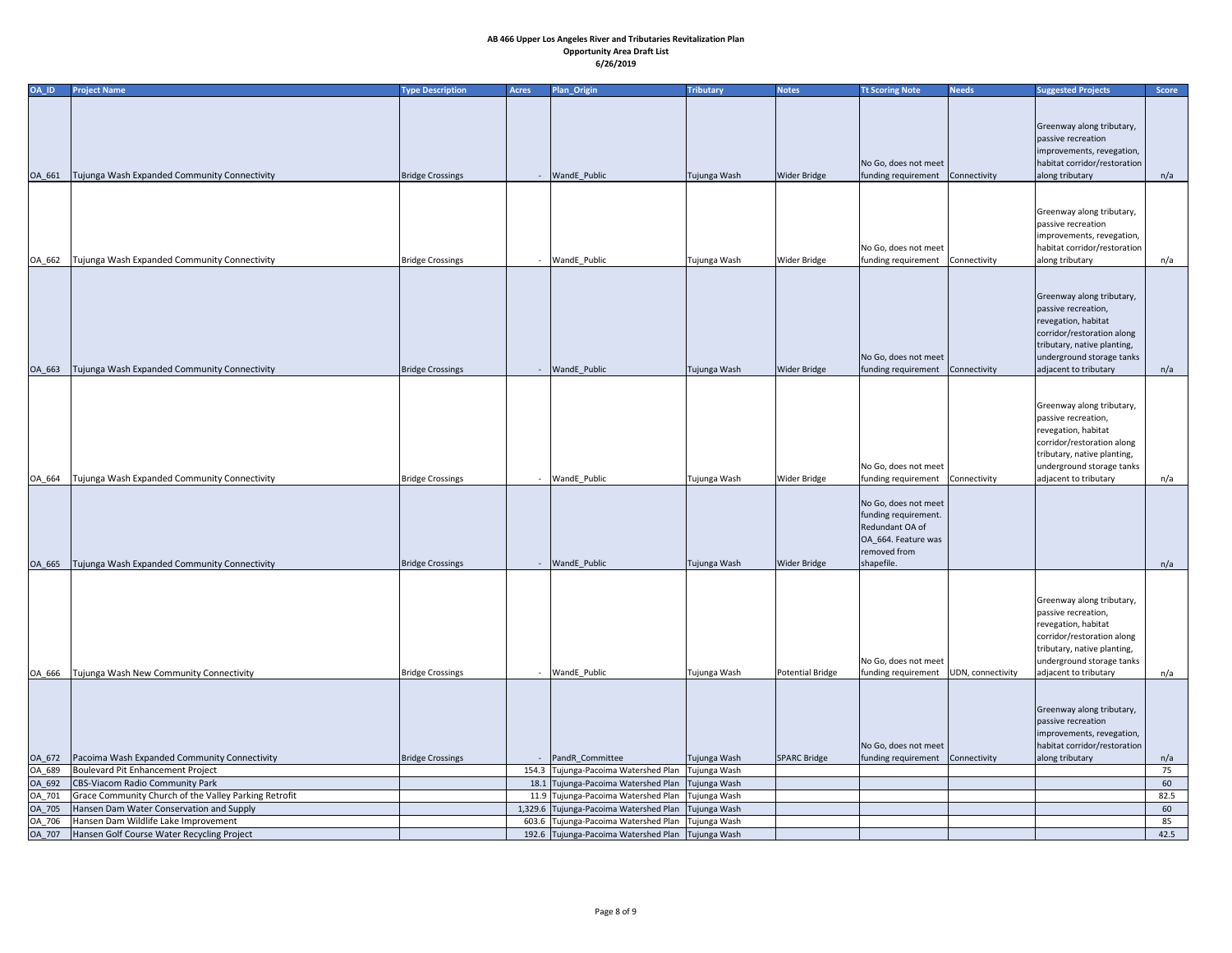**AB 466 Upper Los Angeles River and Tributaries Revitalization Plan**
**Opportunity Area Draft List**
**6/26/2019**

| OA_ID | Project Name | Type Description | Acres | Plan_Origin | Tributary | Notes | Tt Scoring Note | Needs | Suggested Projects | Score |
|---|---|---|---|---|---|---|---|---|---|---|
| OA_661 | Tujunga Wash Expanded Community Connectivity | Bridge Crossings | - | WandE_Public | Tujunga Wash | Wider Bridge | No Go, does not meet funding requirement | Connectivity | Greenway along tributary, passive recreation improvements, revegation, habitat corridor/restoration along tributary | n/a |
| OA_662 | Tujunga Wash Expanded Community Connectivity | Bridge Crossings | - | WandE_Public | Tujunga Wash | Wider Bridge | No Go, does not meet funding requirement | Connectivity | Greenway along tributary, passive recreation improvements, revegation, habitat corridor/restoration along tributary | n/a |
| OA_663 | Tujunga Wash Expanded Community Connectivity | Bridge Crossings | - | WandE_Public | Tujunga Wash | Wider Bridge | No Go, does not meet funding requirement | Connectivity | Greenway along tributary, passive recreation, revegation, habitat corridor/restoration along tributary, native planting, underground storage tanks adjacent to tributary | n/a |
| OA_664 | Tujunga Wash Expanded Community Connectivity | Bridge Crossings | - | WandE_Public | Tujunga Wash | Wider Bridge | No Go, does not meet funding requirement | Connectivity | Greenway along tributary, passive recreation, revegation, habitat corridor/restoration along tributary, native planting, underground storage tanks adjacent to tributary | n/a |
| OA_665 | Tujunga Wash Expanded Community Connectivity | Bridge Crossings | - | WandE_Public | Tujunga Wash | Wider Bridge | No Go, does not meet funding requirement. Redundant OA of OA_664. Feature was removed from shapefile. | | | n/a |
| OA_666 | Tujunga Wash New Community Connectivity | Bridge Crossings | - | WandE_Public | Tujunga Wash | Potential Bridge | No Go, does not meet funding requirement | UDN, connectivity | Greenway along tributary, passive recreation, revegation, habitat corridor/restoration along tributary, native planting, underground storage tanks adjacent to tributary | n/a |
| OA_672 | Pacoima Wash Expanded Community Connectivity | Bridge Crossings | - | PandR_Committee | Tujunga Wash | SPARC Bridge | No Go, does not meet funding requirement | Connectivity | Greenway along tributary, passive recreation improvements, revegation, habitat corridor/restoration along tributary | n/a |
| OA_689 | Boulevard Pit Enhancement Project | | 154.3 | Tujunga-Pacoima Watershed Plan | Tujunga Wash | | | | | 75 |
| OA_692 | CBS-Viacom Radio Community Park | | 18.1 | Tujunga-Pacoima Watershed Plan | Tujunga Wash | | | | | 60 |
| OA_701 | Grace Community Church of the Valley Parking Retrofit | | 11.9 | Tujunga-Pacoima Watershed Plan | Tujunga Wash | | | | | 82.5 |
| OA_705 | Hansen Dam Water Conservation and Supply | | 1,329.6 | Tujunga-Pacoima Watershed Plan | Tujunga Wash | | | | | 60 |
| OA_706 | Hansen Dam Wildlife Lake Improvement | | 603.6 | Tujunga-Pacoima Watershed Plan | Tujunga Wash | | | | | 85 |
| OA_707 | Hansen Golf Course Water Recycling Project | | 192.6 | Tujunga-Pacoima Watershed Plan | Tujunga Wash | | | | | 42.5 |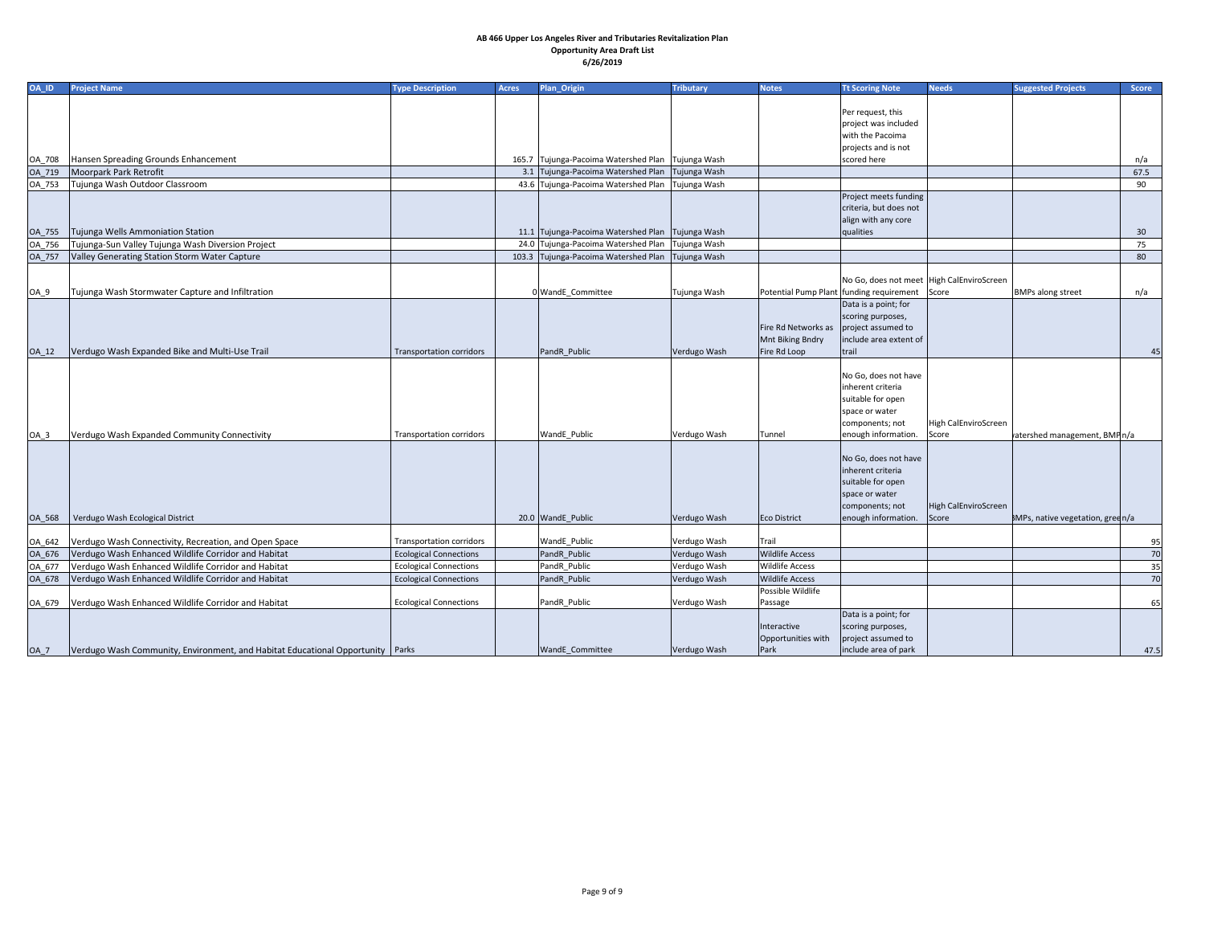**AB 466 Upper Los Angeles River and Tributaries Revitalization Plan**
**Opportunity Area Draft List**
**6/26/2019**

| OA_ID | Project Name | Type Description | Acres | Plan_Origin | Tributary | Notes | Tt Scoring Note | Needs | Suggested Projects | Score |
|---|---|---|---|---|---|---|---|---|---|---|
| OA_708 | Hansen Spreading Grounds Enhancement | | 165.7 | Tujunga-Pacoima Watershed Plan | Tujunga Wash | | Per request, this project was included with the Pacoima projects and is not scored here | | | n/a |
| OA_719 | Moorpark Park Retrofit | | 3.1 | Tujunga-Pacoima Watershed Plan | Tujunga Wash | | | | | 67.5 |
| OA_753 | Tujunga Wash Outdoor Classroom | | 43.6 | Tujunga-Pacoima Watershed Plan | Tujunga Wash | | | | | 90 |
| OA_755 | Tujunga Wells Ammoniation Station | | 11.1 | Tujunga-Pacoima Watershed Plan | Tujunga Wash | | Project meets funding criteria, but does not align with any core qualities | | | 30 |
| OA_756 | Tujunga-Sun Valley Tujunga Wash Diversion Project | | 24.0 | Tujunga-Pacoima Watershed Plan | Tujunga Wash | | | | | 75 |
| OA_757 | Valley Generating Station Storm Water Capture | | 103.3 | Tujunga-Pacoima Watershed Plan | Tujunga Wash | | | | | 80 |
| OA_9 | Tujunga Wash Stormwater Capture and Infiltration | | 0 | WandE_Committee | Tujunga Wash | Potential Pump Plant | No Go, does not meet funding requirement | High CalEnviroScreen Score | BMPs along street | n/a |
| OA_12 | Verdugo Wash Expanded Bike and Multi-Use Trail | Transportation corridors | | PandR_Public | Verdugo Wash | Fire Rd Networks as Mnt Biking Bndry Fire Rd Loop | Data is a point; for scoring purposes, project assumed to include area extent of trail | | | 45 |
| OA_3 | Verdugo Wash Expanded Community Connectivity | Transportation corridors | | WandE_Public | Verdugo Wash | Tunnel | No Go, does not have inherent criteria suitable for open space or water components; not enough information. | High CalEnviroScreen Score | atershed management, BMP | n/a |
| OA_568 | Verdugo Wash Ecological District | | 20.0 | WandE_Public | Verdugo Wash | Eco District | No Go, does not have inherent criteria suitable for open space or water components; not enough information. | High CalEnviroScreen Score | BMPs, native vegetation, gree | n/a |
| OA_642 | Verdugo Wash Connectivity, Recreation, and Open Space | Transportation corridors | | WandE_Public | Verdugo Wash | Trail | | | | 95 |
| OA_676 | Verdugo Wash Enhanced Wildlife Corridor and Habitat | Ecological Connections | | PandR_Public | Verdugo Wash | Wildlife Access | | | | 70 |
| OA_677 | Verdugo Wash Enhanced Wildlife Corridor and Habitat | Ecological Connections | | PandR_Public | Verdugo Wash | Wildlife Access | | | | 35 |
| OA_678 | Verdugo Wash Enhanced Wildlife Corridor and Habitat | Ecological Connections | | PandR_Public | Verdugo Wash | Wildlife Access | | | | 70 |
| OA_679 | Verdugo Wash Enhanced Wildlife Corridor and Habitat | Ecological Connections | | PandR_Public | Verdugo Wash | Possible Wildlife Passage | | | | 65 |
| OA_7 | Verdugo Wash Community, Environment, and Habitat Educational Opportunity | Parks | | WandE_Committee | Verdugo Wash | Interactive Opportunities with Park | Data is a point; for scoring purposes, project assumed to include area of park | | | 47.5 |